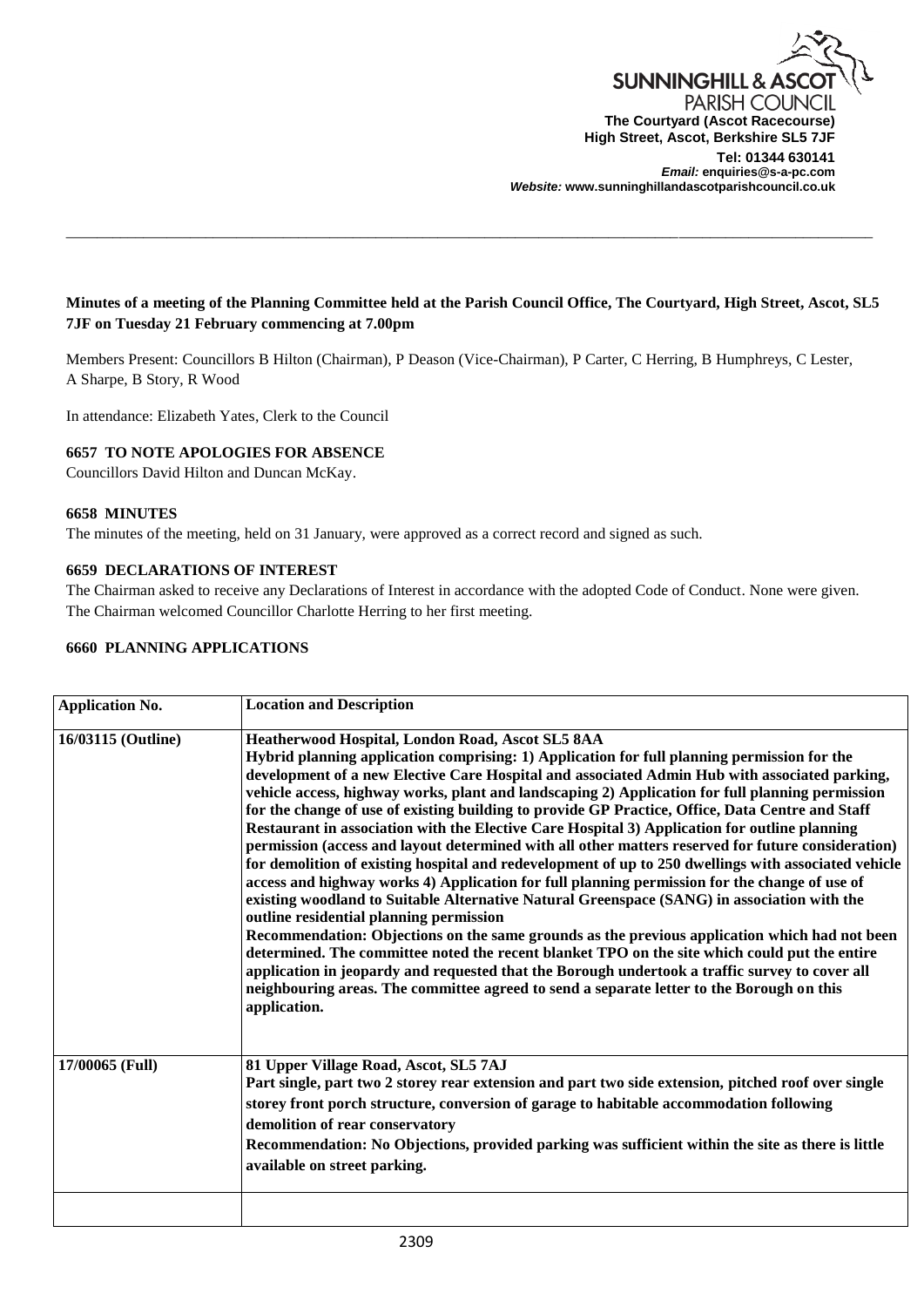**SUNNINGHILL & ASCOT PARISH COUNCIL**
**The Courtyard (Ascot Racecourse)**
**High Street, Ascot, Berkshire SL5 7JF**
**Tel: 01344 630141**
***Email:* enquiries@s-a-pc.com**
***Website:* www.sunninghillandascotparishcouncil.co.uk**

---

**Minutes of a meeting of the Planning Committee held at the Parish Council Office, The Courtyard, High Street, Ascot, SL5 7JF on Tuesday 21 February commencing at 7.00pm**

Members Present: Councillors B Hilton (Chairman), P Deason (Vice-Chairman), P Carter, C Herring, B Humphreys, C Lester, A Sharpe, B Story, R Wood

In attendance: Elizabeth Yates, Clerk to the Council

### 6657 TO NOTE APOLOGIES FOR ABSENCE

Councillors David Hilton and Duncan McKay.

### 6658 MINUTES

The minutes of the meeting, held on 31 January, were approved as a correct record and signed as such.

### 6659 DECLARATIONS OF INTEREST

The Chairman asked to receive any Declarations of Interest in accordance with the adopted Code of Conduct. None were given.
The Chairman welcomed Councillor Charlotte Herring to her first meeting.

### 6660 PLANNING APPLICATIONS

| **Application No.** | **Location and Description** |
|---|---|
| **16/03115 (Outline)** | **Heatherwood Hospital, London Road, Ascot SL5 8AA**<br>**Hybrid planning application comprising: 1) Application for full planning permission for the development of a new Elective Care Hospital and associated Admin Hub with associated parking, vehicle access, highway works, plant and landscaping 2) Application for full planning permission for the change of use of existing building to provide GP Practice, Office, Data Centre and Staff Restaurant in association with the Elective Care Hospital 3) Application for outline planning permission (access and layout determined with all other matters reserved for future consideration) for demolition of existing hospital and redevelopment of up to 250 dwellings with associated vehicle access and highway works 4) Application for full planning permission for the change of use of existing woodland to Suitable Alternative Natural Greenspace (SANG) in association with the outline residential planning permission**<br>**Recommendation: Objections on the same grounds as the previous application which had not been determined. The committee noted the recent blanket TPO on the site which could put the entire application in jeopardy and requested that the Borough undertook a traffic survey to cover all neighbouring areas. The committee agreed to send a separate letter to the Borough on this application.** |
| **17/00065 (Full)** | **81 Upper Village Road, Ascot, SL5 7AJ**<br>**Part single, part two 2 storey rear extension and part two side extension, pitched roof over single storey front porch structure, conversion of garage to habitable accommodation following demolition of rear conservatory**<br>**Recommendation: No Objections, provided parking was sufficient within the site as there is little available on street parking.** |
| | |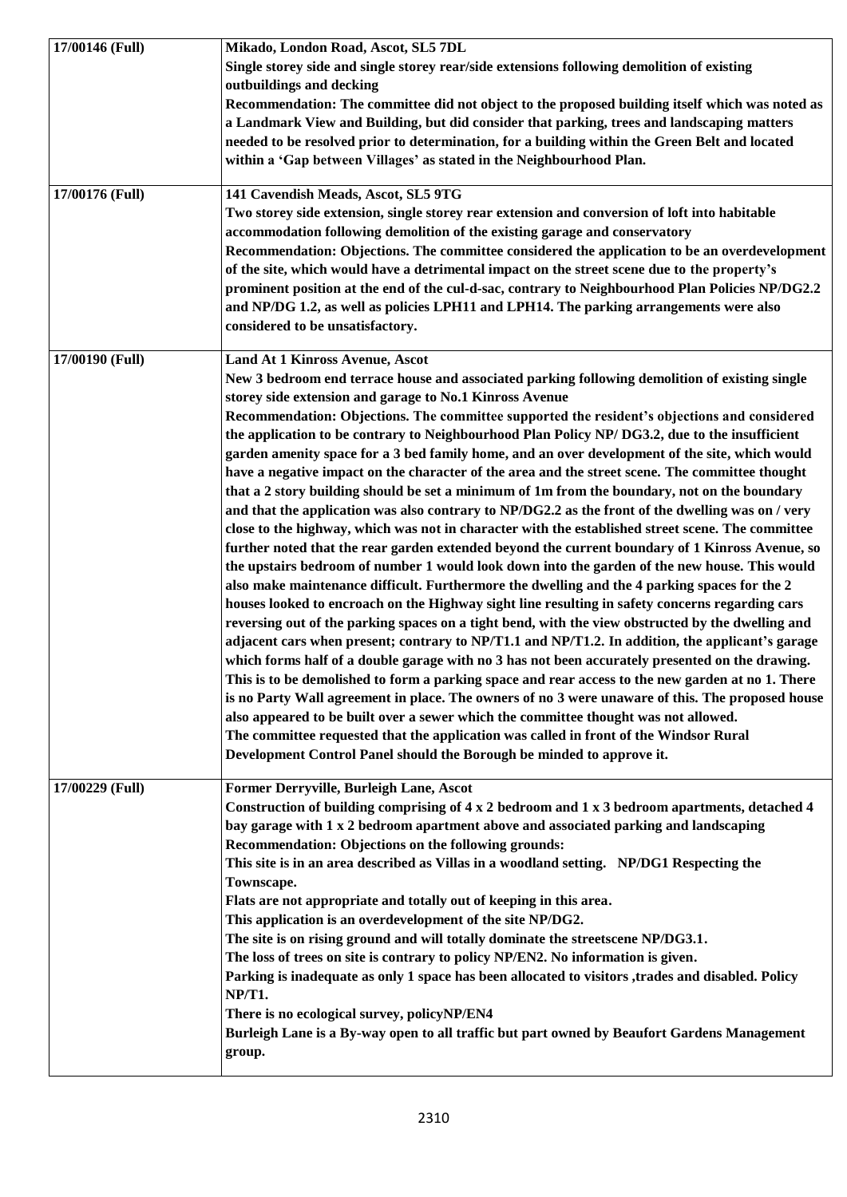| | |
|---|---|
| **17/00146 (Full)** | **Mikado, London Road, Ascot, SL5 7DL**<br>**Single storey side and single storey rear/side extensions following demolition of existing outbuildings and decking**<br>**Recommendation: The committee did not object to the proposed building itself which was noted as a Landmark View and Building, but did consider that parking, trees and landscaping matters needed to be resolved prior to determination, for a building within the Green Belt and located within a 'Gap between Villages' as stated in the Neighbourhood Plan.** |
| **17/00176 (Full)** | **141 Cavendish Meads, Ascot, SL5 9TG**<br>**Two storey side extension, single storey rear extension and conversion of loft into habitable accommodation following demolition of the existing garage and conservatory**<br>**Recommendation: Objections. The committee considered the application to be an overdevelopment of the site, which would have a detrimental impact on the street scene due to the property's prominent position at the end of the cul-d-sac, contrary to Neighbourhood Plan Policies NP/DG2.2 and NP/DG 1.2, as well as policies LPH11 and LPH14. The parking arrangements were also considered to be unsatisfactory.** |
| **17/00190 (Full)** | **Land At 1 Kinross Avenue, Ascot**<br>**New 3 bedroom end terrace house and associated parking following demolition of existing single storey side extension and garage to No.1 Kinross Avenue**<br>**Recommendation: Objections. The committee supported the resident's objections and considered the application to be contrary to Neighbourhood Plan Policy NP/ DG3.2, due to the insufficient garden amenity space for a 3 bed family home, and an over development of the site, which would have a negative impact on the character of the area and the street scene. The committee thought that a 2 story building should be set a minimum of 1m from the boundary, not on the boundary and that the application was also contrary to NP/DG2.2 as the front of the dwelling was on / very close to the highway, which was not in character with the established street scene. The committee further noted that the rear garden extended beyond the current boundary of 1 Kinross Avenue, so the upstairs bedroom of number 1 would look down into the garden of the new house. This would also make maintenance difficult. Furthermore the dwelling and the 4 parking spaces for the 2 houses looked to encroach on the Highway sight line resulting in safety concerns regarding cars reversing out of the parking spaces on a tight bend, with the view obstructed by the dwelling and adjacent cars when present; contrary to NP/T1.1 and NP/T1.2. In addition, the applicant's garage which forms half of a double garage with no 3 has not been accurately presented on the drawing. This is to be demolished to form a parking space and rear access to the new garden at no 1. There is no Party Wall agreement in place. The owners of no 3 were unaware of this. The proposed house also appeared to be built over a sewer which the committee thought was not allowed.**<br>**The committee requested that the application was called in front of the Windsor Rural Development Control Panel should the Borough be minded to approve it.** |
| **17/00229 (Full)** | **Former Derryville, Burleigh Lane, Ascot**<br>**Construction of building comprising of 4 x 2 bedroom and 1 x 3 bedroom apartments, detached 4 bay garage with 1 x 2 bedroom apartment above and associated parking and landscaping**<br>**Recommendation: Objections on the following grounds:**<br>**This site is in an area described as Villas in a woodland setting. NP/DG1 Respecting the Townscape.**<br>**Flats are not appropriate and totally out of keeping in this area.**<br>**This application is an overdevelopment of the site NP/DG2.**<br>**The site is on rising ground and will totally dominate the streetscene NP/DG3.1.**<br>**The loss of trees on site is contrary to policy NP/EN2. No information is given.**<br>**Parking is inadequate as only 1 space has been allocated to visitors ,trades and disabled. Policy NP/T1.**<br>**There is no ecological survey, policyNP/EN4**<br>**Burleigh Lane is a By-way open to all traffic but part owned by Beaufort Gardens Management group.** |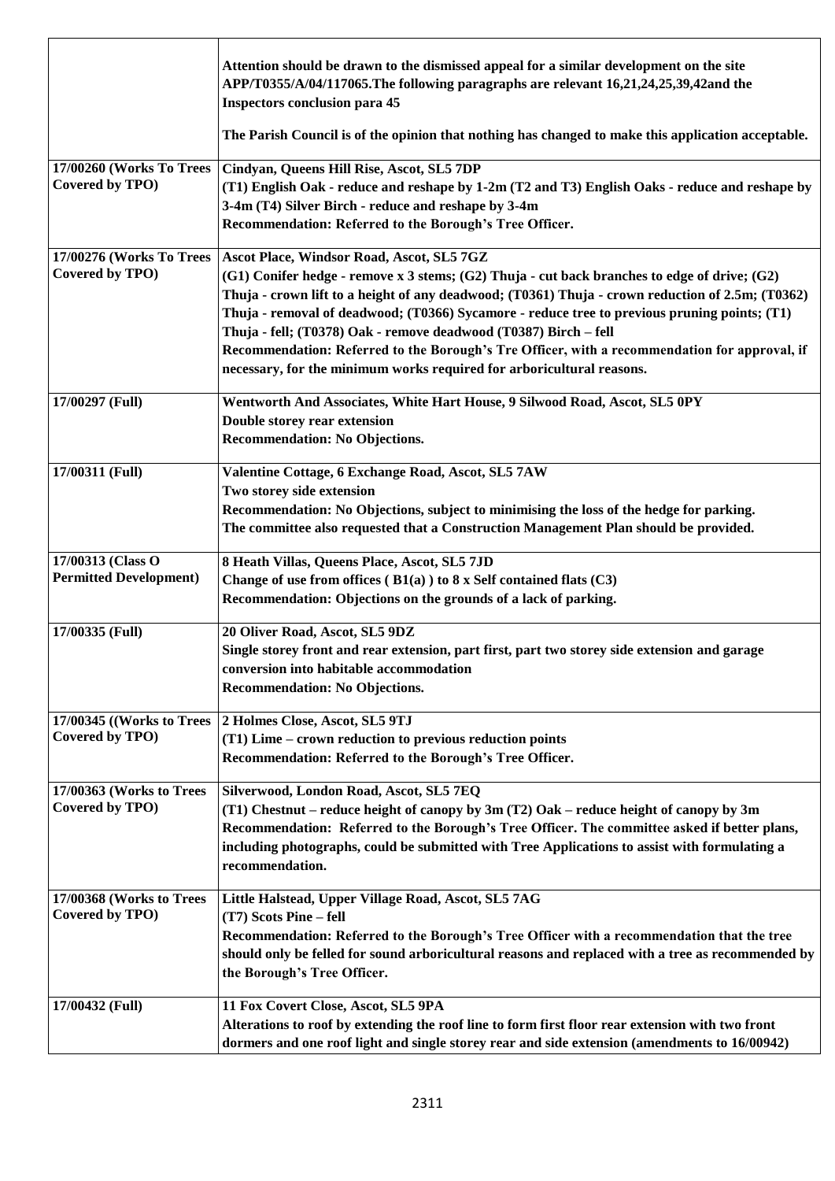| | |
|---|---|
| | **Attention should be drawn to the dismissed appeal for a similar development on the site APP/T0355/A/04/117065.The following paragraphs are relevant 16,21,24,25,39,42and the Inspectors conclusion para 45**<br><br>**The Parish Council is of the opinion that nothing has changed to make this application acceptable.** |
| **17/00260 (Works To Trees Covered by TPO)** | **Cindyan, Queens Hill Rise, Ascot, SL5 7DP**<br>**(T1) English Oak - reduce and reshape by 1-2m (T2 and T3) English Oaks - reduce and reshape by 3-4m (T4) Silver Birch - reduce and reshape by 3-4m**<br>**Recommendation: Referred to the Borough's Tree Officer.** |
| **17/00276 (Works To Trees Covered by TPO)** | **Ascot Place, Windsor Road, Ascot, SL5 7GZ**<br>**(G1) Conifer hedge - remove x 3 stems; (G2) Thuja - cut back branches to edge of drive; (G2) Thuja - crown lift to a height of any deadwood; (T0361) Thuja - crown reduction of 2.5m; (T0362) Thuja - removal of deadwood; (T0366) Sycamore - reduce tree to previous pruning points; (T1) Thuja - fell; (T0378) Oak - remove deadwood (T0387) Birch – fell**<br>**Recommendation: Referred to the Borough's Tre Officer, with a recommendation for approval, if necessary, for the minimum works required for arboricultural reasons.** |
| **17/00297 (Full)** | **Wentworth And Associates, White Hart House, 9 Silwood Road, Ascot, SL5 0PY**<br>**Double storey rear extension**<br>**Recommendation: No Objections.** |
| **17/00311 (Full)** | **Valentine Cottage, 6 Exchange Road, Ascot, SL5 7AW**<br>**Two storey side extension**<br>**Recommendation: No Objections, subject to minimising the loss of the hedge for parking.**<br>**The committee also requested that a Construction Management Plan should be provided.** |
| **17/00313 (Class O Permitted Development)** | **8 Heath Villas, Queens Place, Ascot, SL5 7JD**<br>**Change of use from offices ( B1(a) ) to 8 x Self contained flats (C3)**<br>**Recommendation: Objections on the grounds of a lack of parking.** |
| **17/00335 (Full)** | **20 Oliver Road, Ascot, SL5 9DZ**<br>**Single storey front and rear extension, part first, part two storey side extension and garage conversion into habitable accommodation**<br>**Recommendation: No Objections.** |
| **17/00345 ((Works to Trees Covered by TPO)** | **2 Holmes Close, Ascot, SL5 9TJ**<br>**(T1) Lime – crown reduction to previous reduction points**<br>**Recommendation: Referred to the Borough's Tree Officer.** |
| **17/00363 (Works to Trees Covered by TPO)** | **Silverwood, London Road, Ascot, SL5 7EQ**<br>**(T1) Chestnut – reduce height of canopy by 3m (T2) Oak – reduce height of canopy by 3m**<br>**Recommendation: Referred to the Borough's Tree Officer. The committee asked if better plans, including photographs, could be submitted with Tree Applications to assist with formulating a recommendation.** |
| **17/00368 (Works to Trees Covered by TPO)** | **Little Halstead, Upper Village Road, Ascot, SL5 7AG**<br>**(T7) Scots Pine – fell**<br>**Recommendation: Referred to the Borough's Tree Officer with a recommendation that the tree should only be felled for sound arboricultural reasons and replaced with a tree as recommended by the Borough's Tree Officer.** |
| **17/00432 (Full)** | **11 Fox Covert Close, Ascot, SL5 9PA**<br>**Alterations to roof by extending the roof line to form first floor rear extension with two front dormers and one roof light and single storey rear and side extension (amendments to 16/00942)** |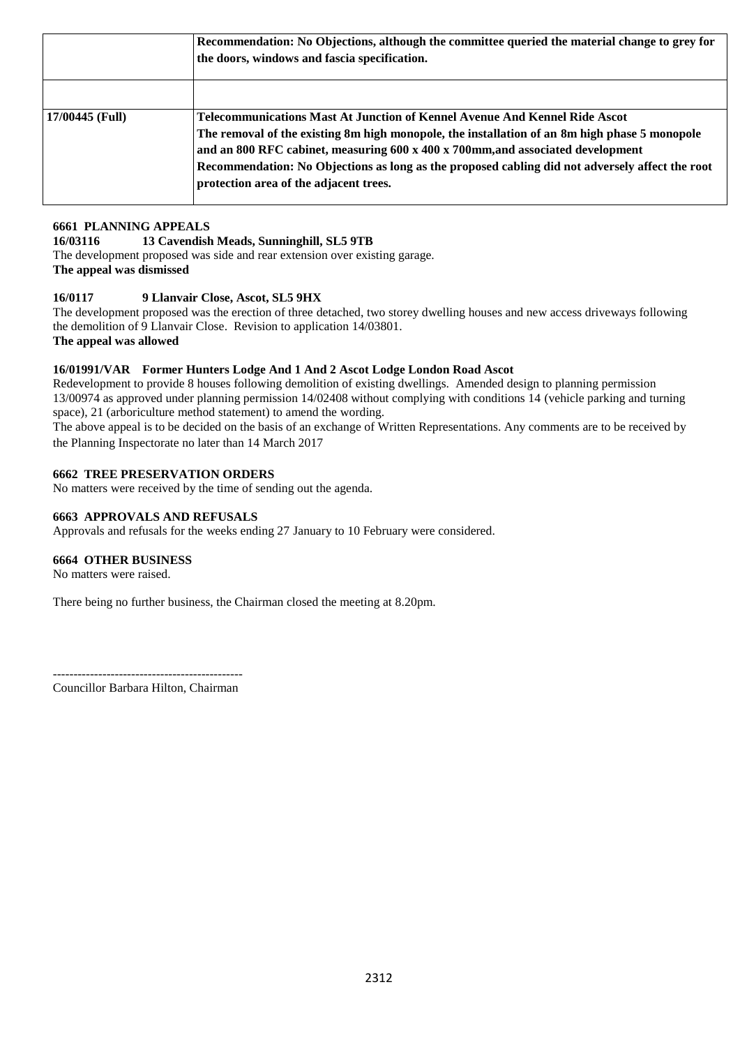| | |
|---|---|
| | **Recommendation: No Objections, although the committee queried the material change to grey for the doors, windows and fascia specification.** |
| | |
| **17/00445 (Full)** | **Telecommunications Mast At Junction of Kennel Avenue And Kennel Ride Ascot**<br>**The removal of the existing 8m high monopole, the installation of an 8m high phase 5 monopole and an 800 RFC cabinet, measuring 600 x 400 x 700mm,and associated development**<br>**Recommendation: No Objections as long as the proposed cabling did not adversely affect the root protection area of the adjacent trees.** |

**6661 PLANNING APPEALS**

**16/03116 13 Cavendish Meads, Sunninghill, SL5 9TB**

The development proposed was side and rear extension over existing garage.

**The appeal was dismissed**

**16/0117 9 Llanvair Close, Ascot, SL5 9HX**

The development proposed was the erection of three detached, two storey dwelling houses and new access driveways following the demolition of 9 Llanvair Close. Revision to application 14/03801.

**The appeal was allowed**

**16/01991/VAR Former Hunters Lodge And 1 And 2 Ascot Lodge London Road Ascot**

Redevelopment to provide 8 houses following demolition of existing dwellings. Amended design to planning permission 13/00974 as approved under planning permission 14/02408 without complying with conditions 14 (vehicle parking and turning space), 21 (arboriculture method statement) to amend the wording.

The above appeal is to be decided on the basis of an exchange of Written Representations. Any comments are to be received by the Planning Inspectorate no later than 14 March 2017

**6662 TREE PRESERVATION ORDERS**

No matters were received by the time of sending out the agenda.

**6663 APPROVALS AND REFUSALS**

Approvals and refusals for the weeks ending 27 January to 10 February were considered.

**6664 OTHER BUSINESS**

No matters were raised.

There being no further business, the Chairman closed the meeting at 8.20pm.

----------------------------------------------

Councillor Barbara Hilton, Chairman